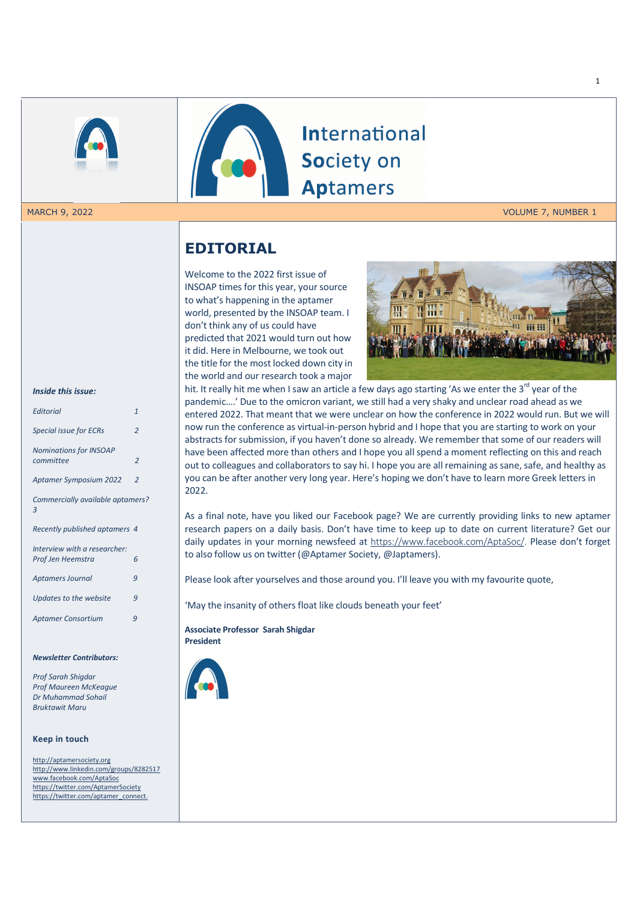# International Society on Aptamers

MARCH 9, 2022 VOLUME 7, NUMBER 1

## EDITORIAL

Welcome to the 2022 first issue of INSOAP times for this year, your source to what's happening in the aptamer world, presented by the INSOAP team. I don't think any of us could have predicted that 2021 would turn out how it did. Here in Melbourne, we took out the title for the most locked down city in the world and our research took a major hit. It really hit me when I saw an article a few days ago starting 'As we enter the 3rd year of the pandemic….' Due to the omicron variant, we still had a very shaky and unclear road ahead as we entered 2022. That meant that we were unclear on how the conference in 2022 would run. But we will now run the conference as virtual-in-person hybrid and I hope that you are starting to work on your abstracts for submission, if you haven't done so already. We remember that some of our readers will have been affected more than others and I hope you all spend a moment reflecting on this and reach out to colleagues and collaborators to say hi. I hope you are all remaining as sane, safe, and healthy as you can be after another very long year. Here's hoping we don't have to learn more Greek letters in 2022.

As a final note, have you liked our Facebook page? We are currently providing links to new aptamer research papers on a daily basis. Don't have time to keep up to date on current literature? Get our daily updates in your morning newsfeed at https://www.facebook.com/AptaSoc/. Please don't forget to also follow us on twitter (@Aptamer Society, @Japtamers).

Please look after yourselves and those around you. I'll leave you with my favourite quote,

'May the insanity of others float like clouds beneath your feet'

**Associate Professor Sarah Shigdar**
**President**

---

***Inside this issue:***

| | |
|---|---|
| *Editorial* | *1* |
| *Special issue for ECRs* | *2* |
| *Nominations for INSOAP committee* | *2* |
| *Aptamer Symposium 2022* | *2* |
| *Commercially available aptamers?* | *3* |
| *Recently published aptamers* | *4* |
| *Interview with a researcher: Prof Jen Heemstra* | *6* |
| *Aptamers Journal* | *9* |
| *Updates to the website* | *9* |
| *Aptamer Consortium* | *9* |

***Newsletter Contributors:***

*Prof Sarah Shigdar*
*Prof Maureen McKeague*
*Dr Muhammad Sohail*
*Bruktawit Maru*

**Keep in touch**

http://aptamersociety.org
http://www.linkedin.com/groups/8282517
www.facebook.com/AptaSoc
https://twitter.com/AptamerSociety
https://twitter.com/aptamer_connect.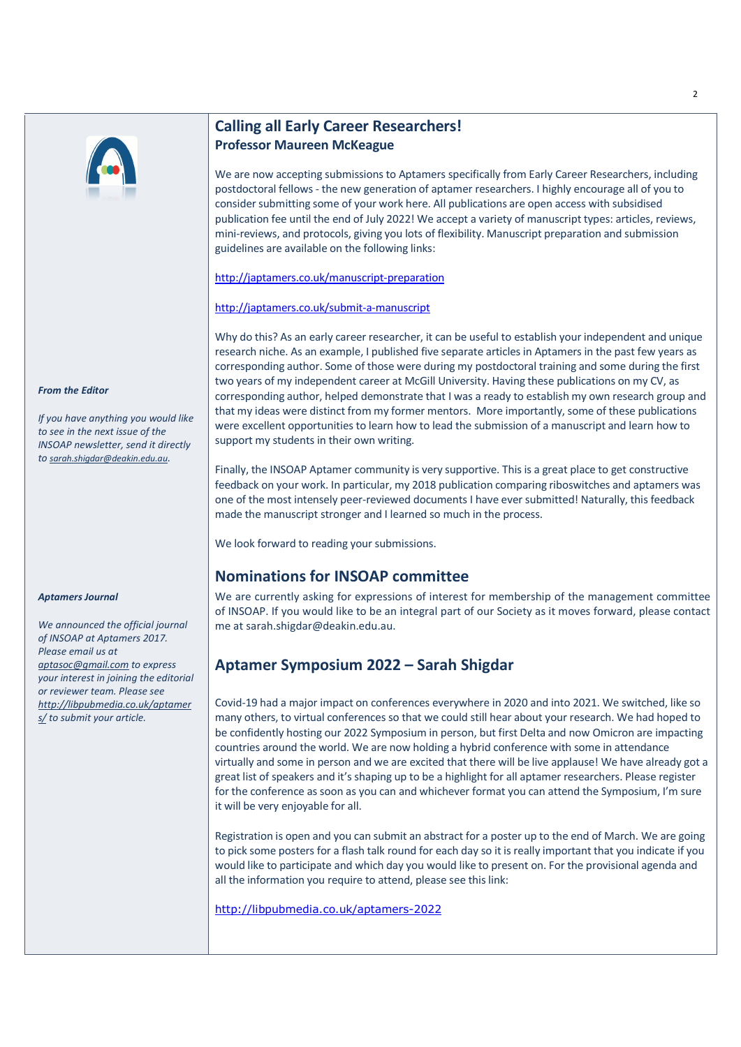## Calling all Early Career Researchers!

**Professor Maureen McKeague**

We are now accepting submissions to Aptamers specifically from Early Career Researchers, including postdoctoral fellows - the new generation of aptamer researchers. I highly encourage all of you to consider submitting some of your work here. All publications are open access with subsidised publication fee until the end of July 2022! We accept a variety of manuscript types: articles, reviews, mini-reviews, and protocols, giving you lots of flexibility. Manuscript preparation and submission guidelines are available on the following links:

http://japtamers.co.uk/manuscript-preparation

http://japtamers.co.uk/submit-a-manuscript

Why do this? As an early career researcher, it can be useful to establish your independent and unique research niche. As an example, I published five separate articles in Aptamers in the past few years as corresponding author. Some of those were during my postdoctoral training and some during the first two years of my independent career at McGill University. Having these publications on my CV, as corresponding author, helped demonstrate that I was a ready to establish my own research group and that my ideas were distinct from my former mentors. More importantly, some of these publications were excellent opportunities to learn how to lead the submission of a manuscript and learn how to support my students in their own writing.

Finally, the INSOAP Aptamer community is very supportive. This is a great place to get constructive feedback on your work. In particular, my 2018 publication comparing riboswitches and aptamers was one of the most intensely peer-reviewed documents I have ever submitted! Naturally, this feedback made the manuscript stronger and I learned so much in the process.

We look forward to reading your submissions.

## Nominations for INSOAP committee

We are currently asking for expressions of interest for membership of the management committee of INSOAP. If you would like to be an integral part of our Society as it moves forward, please contact me at sarah.shigdar@deakin.edu.au.

## Aptamer Symposium 2022 – Sarah Shigdar

Covid-19 had a major impact on conferences everywhere in 2020 and into 2021. We switched, like so many others, to virtual conferences so that we could still hear about your research. We had hoped to be confidently hosting our 2022 Symposium in person, but first Delta and now Omicron are impacting countries around the world. We are now holding a hybrid conference with some in attendance virtually and some in person and we are excited that there will be live applause! We have already got a great list of speakers and it's shaping up to be a highlight for all aptamer researchers. Please register for the conference as soon as you can and whichever format you can attend the Symposium, I'm sure it will be very enjoyable for all.

Registration is open and you can submit an abstract for a poster up to the end of March. We are going to pick some posters for a flash talk round for each day so it is really important that you indicate if you would like to participate and which day you would like to present on. For the provisional agenda and all the information you require to attend, please see this link:

http://libpubmedia.co.uk/aptamers-2022

***From the Editor***

*If you have anything you would like to see in the next issue of the INSOAP newsletter, send it directly to sarah.shigdar@deakin.edu.au.*

***Aptamers Journal***

*We announced the official journal of INSOAP at Aptamers 2017. Please email us at aptasoc@gmail.com to express your interest in joining the editorial or reviewer team. Please see http://libpubmedia.co.uk/aptamers/ to submit your article.*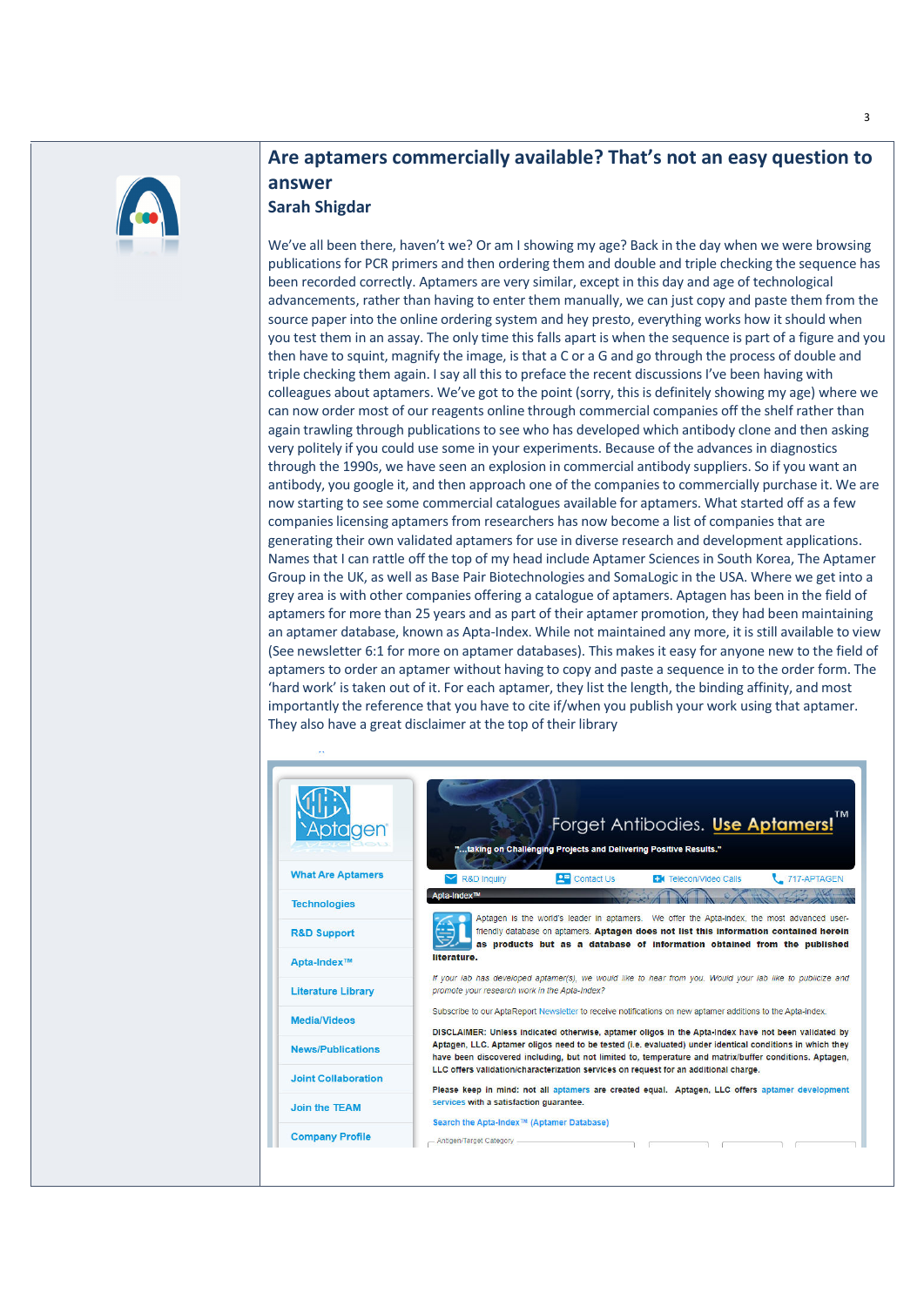## Are aptamers commercially available? That's not an easy question to answer

### Sarah Shigdar

We've all been there, haven't we? Or am I showing my age? Back in the day when we were browsing publications for PCR primers and then ordering them and double and triple checking the sequence has been recorded correctly. Aptamers are very similar, except in this day and age of technological advancements, rather than having to enter them manually, we can just copy and paste them from the source paper into the online ordering system and hey presto, everything works how it should when you test them in an assay. The only time this falls apart is when the sequence is part of a figure and you then have to squint, magnify the image, is that a C or a G and go through the process of double and triple checking them again. I say all this to preface the recent discussions I've been having with colleagues about aptamers. We've got to the point (sorry, this is definitely showing my age) where we can now order most of our reagents online through commercial companies off the shelf rather than again trawling through publications to see who has developed which antibody clone and then asking very politely if you could use some in your experiments. Because of the advances in diagnostics through the 1990s, we have seen an explosion in commercial antibody suppliers. So if you want an antibody, you google it, and then approach one of the companies to commercially purchase it. We are now starting to see some commercial catalogues available for aptamers. What started off as a few companies licensing aptamers from researchers has now become a list of companies that are generating their own validated aptamers for use in diverse research and development applications. Names that I can rattle off the top of my head include Aptamer Sciences in South Korea, The Aptamer Group in the UK, as well as Base Pair Biotechnologies and SomaLogic in the USA. Where we get into a grey area is with other companies offering a catalogue of aptamers. Aptagen has been in the field of aptamers for more than 25 years and as part of their aptamer promotion, they had been maintaining an aptamer database, known as Apta-Index. While not maintained any more, it is still available to view (See newsletter 6:1 for more on aptamer databases). This makes it easy for anyone new to the field of aptamers to order an aptamer without having to copy and paste a sequence in to the order form. The 'hard work' is taken out of it. For each aptamer, they list the length, the binding affinity, and most importantly the reference that you have to cite if/when you publish your work using that aptamer. They also have a great disclaimer at the top of their library

Aptagen

- What Are Aptamers
- Technologies
- R&D Support
- Apta-Index™
- Literature Library
- Media/Videos
- News/Publications
- Joint Collaboration
- Join the TEAM
- Company Profile

Forget Antibodies. Use Aptamers!™

"...taking on Challenging Projects and Delivering Positive Results."

R&D Inquiry | Contact Us | Telecon/Video Calls | 717-APTAGEN

Apta-Index™

Aptagen is the world's leader in aptamers. We offer the Apta-Index, the most advanced user-friendly database on aptamers. **Aptagen does not list this information contained herein as products but as a database of information obtained from the published literature.**

*If your lab has developed aptamer(s), we would like to hear from you. Would your lab like to publicize and promote your research work in the Apta-Index?*

Subscribe to our AptaReport Newsletter to receive notifications on new aptamer additions to the Apta-Index.

**DISCLAIMER: Unless indicated otherwise, aptamer oligos in the Apta-Index have not been validated by Aptagen, LLC. Aptamer oligos need to be tested (i.e. evaluated) under identical conditions in which they have been discovered including, but not limited to, temperature and matrix/buffer conditions. Aptagen, LLC offers validation/characterization services on request for an additional charge.**

**Please keep in mind: not all aptamers are created equal. Aptagen, LLC offers aptamer development services with a satisfaction guarantee.**

Search the Apta-Index™ (Aptamer Database)

Antigen/Target Category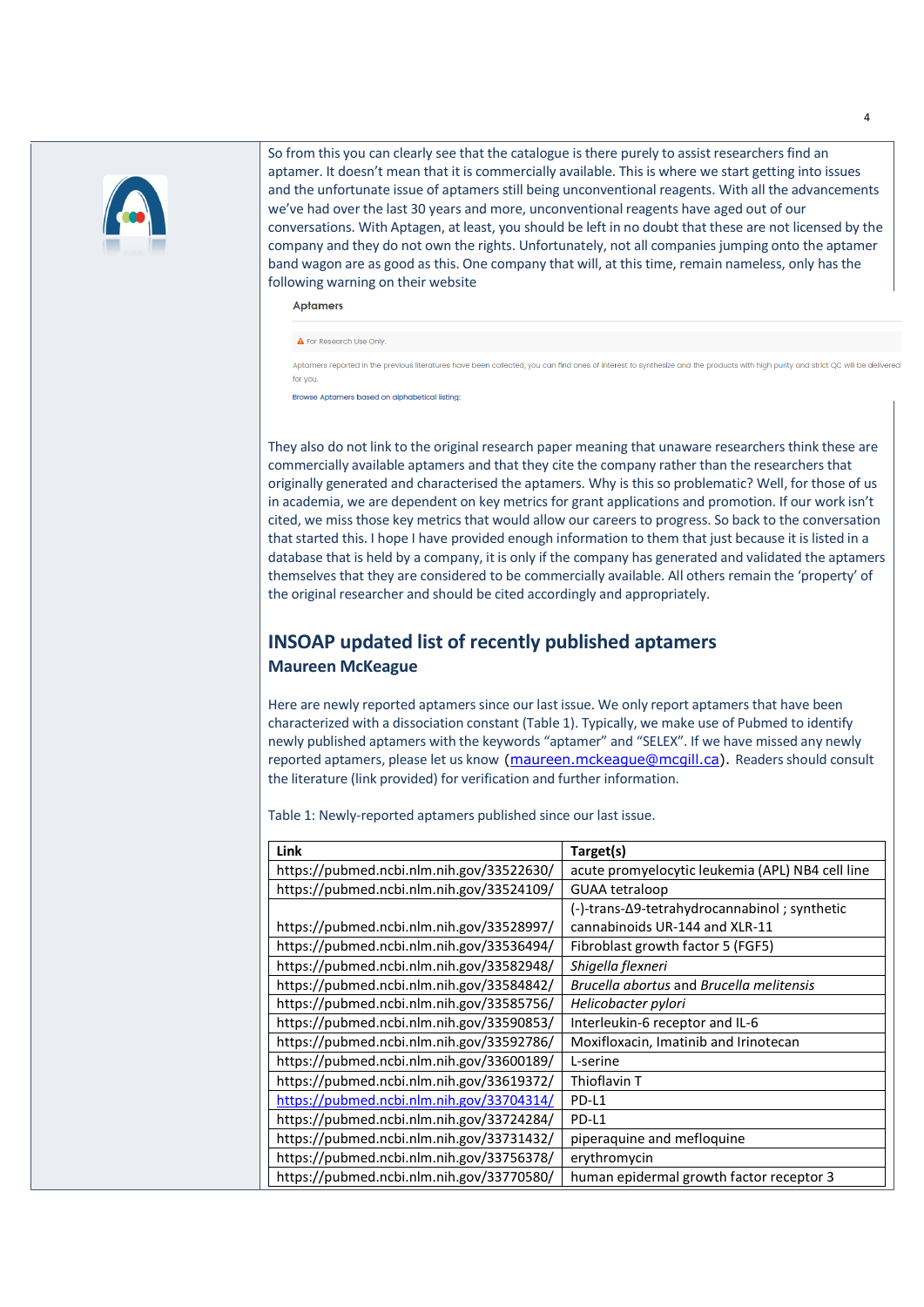So from this you can clearly see that the catalogue is there purely to assist researchers find an aptamer. It doesn't mean that it is commercially available. This is where we start getting into issues and the unfortunate issue of aptamers still being unconventional reagents. With all the advancements we've had over the last 30 years and more, unconventional reagents have aged out of our conversations. With Aptagen, at least, you should be left in no doubt that these are not licensed by the company and they do not own the rights. Unfortunately, not all companies jumping onto the aptamer band wagon are as good as this. One company that will, at this time, remain nameless, only has the following warning on their website

Aptamers

⚠ For Research Use Only.

Aptamers reported in the previous literatures have been collected, you can find ones of interest to synthesize and the products with high purity and strict QC will be delivered for you.

Browse Aptamers based on alphabetical listing:

They also do not link to the original research paper meaning that unaware researchers think these are commercially available aptamers and that they cite the company rather than the researchers that originally generated and characterised the aptamers. Why is this so problematic? Well, for those of us in academia, we are dependent on key metrics for grant applications and promotion. If our work isn't cited, we miss those key metrics that would allow our careers to progress. So back to the conversation that started this. I hope I have provided enough information to them that just because it is listed in a database that is held by a company, it is only if the company has generated and validated the aptamers themselves that they are considered to be commercially available. All others remain the 'property' of the original researcher and should be cited accordingly and appropriately.

## INSOAP updated list of recently published aptamers

### Maureen McKeague

Here are newly reported aptamers since our last issue. We only report aptamers that have been characterized with a dissociation constant (Table 1). Typically, we make use of Pubmed to identify newly published aptamers with the keywords "aptamer" and "SELEX". If we have missed any newly reported aptamers, please let us know (maureen.mckeague@mcgill.ca). Readers should consult the literature (link provided) for verification and further information.

Table 1: Newly-reported aptamers published since our last issue.

| Link | Target(s) |
|---|---|
| https://pubmed.ncbi.nlm.nih.gov/33522630/ | acute promyelocytic leukemia (APL) NB4 cell line |
| https://pubmed.ncbi.nlm.nih.gov/33524109/ | GUAA tetraloop |
| https://pubmed.ncbi.nlm.nih.gov/33528997/ | (-)-trans-Δ9-tetrahydrocannabinol ; synthetic cannabinoids UR-144 and XLR-11 |
| https://pubmed.ncbi.nlm.nih.gov/33536494/ | Fibroblast growth factor 5 (FGF5) |
| https://pubmed.ncbi.nlm.nih.gov/33582948/ | *Shigella flexneri* |
| https://pubmed.ncbi.nlm.nih.gov/33584842/ | *Brucella abortus* and *Brucella melitensis* |
| https://pubmed.ncbi.nlm.nih.gov/33585756/ | *Helicobacter pylori* |
| https://pubmed.ncbi.nlm.nih.gov/33590853/ | Interleukin-6 receptor and IL-6 |
| https://pubmed.ncbi.nlm.nih.gov/33592786/ | Moxifloxacin, Imatinib and Irinotecan |
| https://pubmed.ncbi.nlm.nih.gov/33600189/ | L-serine |
| https://pubmed.ncbi.nlm.nih.gov/33619372/ | Thioflavin T |
| https://pubmed.ncbi.nlm.nih.gov/33704314/ | PD-L1 |
| https://pubmed.ncbi.nlm.nih.gov/33724284/ | PD-L1 |
| https://pubmed.ncbi.nlm.nih.gov/33731432/ | piperaquine and mefloquine |
| https://pubmed.ncbi.nlm.nih.gov/33756378/ | erythromycin |
| https://pubmed.ncbi.nlm.nih.gov/33770580/ | human epidermal growth factor receptor 3 |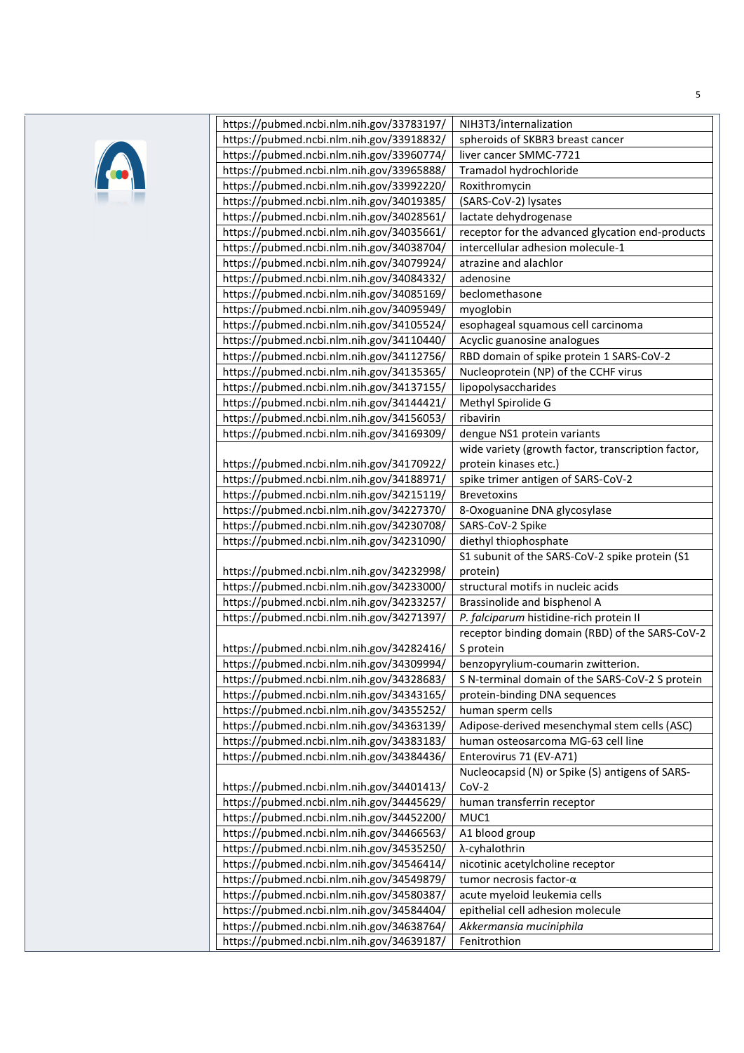| | |
|---|---|
| https://pubmed.ncbi.nlm.nih.gov/33783197/ | NIH3T3/internalization |
| https://pubmed.ncbi.nlm.nih.gov/33918832/ | spheroids of SKBR3 breast cancer |
| https://pubmed.ncbi.nlm.nih.gov/33960774/ | liver cancer SMMC-7721 |
| https://pubmed.ncbi.nlm.nih.gov/33965888/ | Tramadol hydrochloride |
| https://pubmed.ncbi.nlm.nih.gov/33992220/ | Roxithromycin |
| https://pubmed.ncbi.nlm.nih.gov/34019385/ | (SARS-CoV-2) lysates |
| https://pubmed.ncbi.nlm.nih.gov/34028561/ | lactate dehydrogenase |
| https://pubmed.ncbi.nlm.nih.gov/34035661/ | receptor for the advanced glycation end-products |
| https://pubmed.ncbi.nlm.nih.gov/34038704/ | intercellular adhesion molecule-1 |
| https://pubmed.ncbi.nlm.nih.gov/34079924/ | atrazine and alachlor |
| https://pubmed.ncbi.nlm.nih.gov/34084332/ | adenosine |
| https://pubmed.ncbi.nlm.nih.gov/34085169/ | beclomethasone |
| https://pubmed.ncbi.nlm.nih.gov/34095949/ | myoglobin |
| https://pubmed.ncbi.nlm.nih.gov/34105524/ | esophageal squamous cell carcinoma |
| https://pubmed.ncbi.nlm.nih.gov/34110440/ | Acyclic guanosine analogues |
| https://pubmed.ncbi.nlm.nih.gov/34112756/ | RBD domain of spike protein 1 SARS-CoV-2 |
| https://pubmed.ncbi.nlm.nih.gov/34135365/ | Nucleoprotein (NP) of the CCHF virus |
| https://pubmed.ncbi.nlm.nih.gov/34137155/ | lipopolysaccharides |
| https://pubmed.ncbi.nlm.nih.gov/34144421/ | Methyl Spirolide G |
| https://pubmed.ncbi.nlm.nih.gov/34156053/ | ribavirin |
| https://pubmed.ncbi.nlm.nih.gov/34169309/ | dengue NS1 protein variants |
| https://pubmed.ncbi.nlm.nih.gov/34170922/ | wide variety (growth factor, transcription factor, protein kinases etc.) |
| https://pubmed.ncbi.nlm.nih.gov/34188971/ | spike trimer antigen of SARS-CoV-2 |
| https://pubmed.ncbi.nlm.nih.gov/34215119/ | Brevetoxins |
| https://pubmed.ncbi.nlm.nih.gov/34227370/ | 8-Oxoguanine DNA glycosylase |
| https://pubmed.ncbi.nlm.nih.gov/34230708/ | SARS-CoV-2 Spike |
| https://pubmed.ncbi.nlm.nih.gov/34231090/ | diethyl thiophosphate |
| https://pubmed.ncbi.nlm.nih.gov/34232998/ | S1 subunit of the SARS-CoV-2 spike protein (S1 protein) |
| https://pubmed.ncbi.nlm.nih.gov/34233000/ | structural motifs in nucleic acids |
| https://pubmed.ncbi.nlm.nih.gov/34233257/ | Brassinolide and bisphenol A |
| https://pubmed.ncbi.nlm.nih.gov/34271397/ | *P. falciparum* histidine-rich protein II |
| https://pubmed.ncbi.nlm.nih.gov/34282416/ | receptor binding domain (RBD) of the SARS-CoV-2 S protein |
| https://pubmed.ncbi.nlm.nih.gov/34309994/ | benzopyrylium-coumarin zwitterion. |
| https://pubmed.ncbi.nlm.nih.gov/34328683/ | S N-terminal domain of the SARS-CoV-2 S protein |
| https://pubmed.ncbi.nlm.nih.gov/34343165/ | protein-binding DNA sequences |
| https://pubmed.ncbi.nlm.nih.gov/34355252/ | human sperm cells |
| https://pubmed.ncbi.nlm.nih.gov/34363139/ | Adipose-derived mesenchymal stem cells (ASC) |
| https://pubmed.ncbi.nlm.nih.gov/34383183/ | human osteosarcoma MG-63 cell line |
| https://pubmed.ncbi.nlm.nih.gov/34384436/ | Enterovirus 71 (EV-A71) |
| https://pubmed.ncbi.nlm.nih.gov/34401413/ | Nucleocapsid (N) or Spike (S) antigens of SARS-CoV-2 |
| https://pubmed.ncbi.nlm.nih.gov/34445629/ | human transferrin receptor |
| https://pubmed.ncbi.nlm.nih.gov/34452200/ | MUC1 |
| https://pubmed.ncbi.nlm.nih.gov/34466563/ | A1 blood group |
| https://pubmed.ncbi.nlm.nih.gov/34535250/ | λ-cyhalothrin |
| https://pubmed.ncbi.nlm.nih.gov/34546414/ | nicotinic acetylcholine receptor |
| https://pubmed.ncbi.nlm.nih.gov/34549879/ | tumor necrosis factor-α |
| https://pubmed.ncbi.nlm.nih.gov/34580387/ | acute myeloid leukemia cells |
| https://pubmed.ncbi.nlm.nih.gov/34584404/ | epithelial cell adhesion molecule |
| https://pubmed.ncbi.nlm.nih.gov/34638764/ | *Akkermansia muciniphila* |
| https://pubmed.ncbi.nlm.nih.gov/34639187/ | Fenitrothion |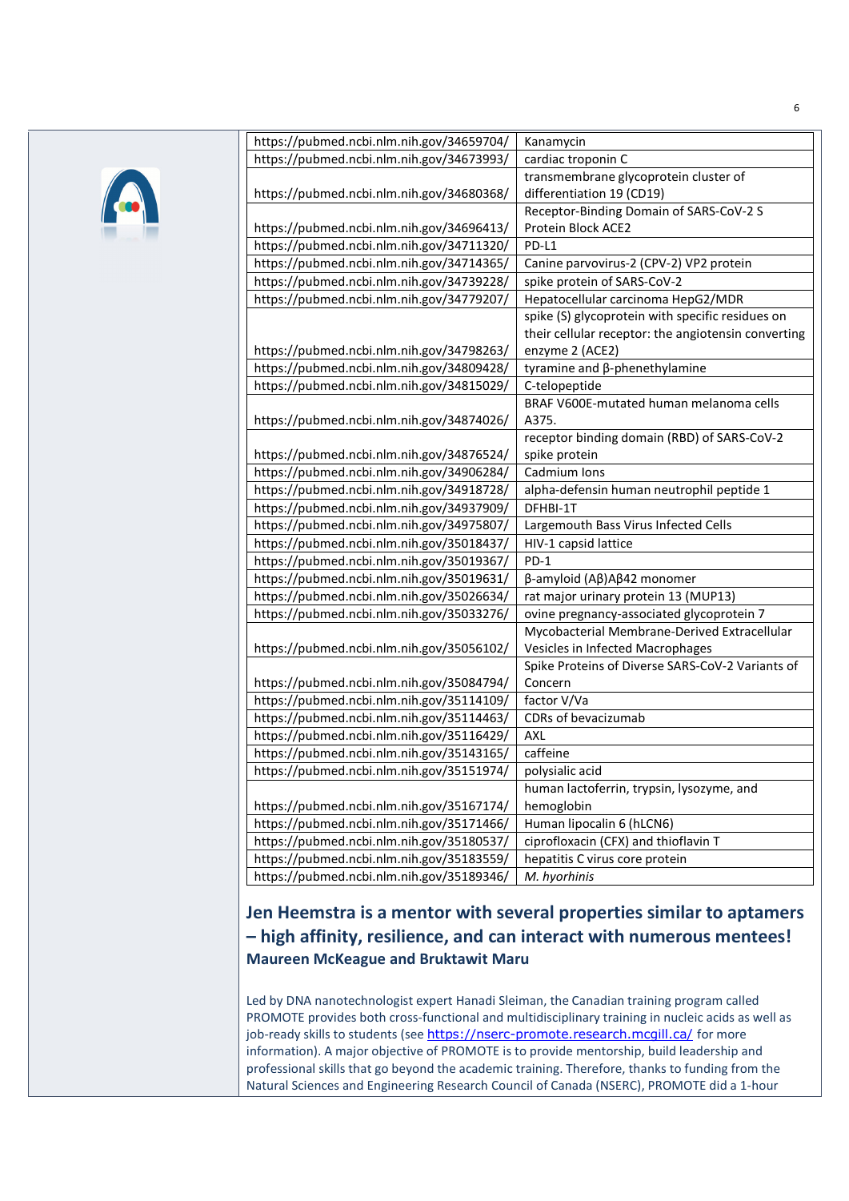| | |
|---|---|
| https://pubmed.ncbi.nlm.nih.gov/34659704/ | Kanamycin |
| https://pubmed.ncbi.nlm.nih.gov/34673993/ | cardiac troponin C |
| https://pubmed.ncbi.nlm.nih.gov/34680368/ | transmembrane glycoprotein cluster of differentiation 19 (CD19) |
| https://pubmed.ncbi.nlm.nih.gov/34696413/ | Receptor-Binding Domain of SARS-CoV-2 S Protein Block ACE2 |
| https://pubmed.ncbi.nlm.nih.gov/34711320/ | PD-L1 |
| https://pubmed.ncbi.nlm.nih.gov/34714365/ | Canine parvovirus-2 (CPV-2) VP2 protein |
| https://pubmed.ncbi.nlm.nih.gov/34739228/ | spike protein of SARS-CoV-2 |
| https://pubmed.ncbi.nlm.nih.gov/34779207/ | Hepatocellular carcinoma HepG2/MDR |
| https://pubmed.ncbi.nlm.nih.gov/34798263/ | spike (S) glycoprotein with specific residues on their cellular receptor: the angiotensin converting enzyme 2 (ACE2) |
| https://pubmed.ncbi.nlm.nih.gov/34809428/ | tyramine and β-phenethylamine |
| https://pubmed.ncbi.nlm.nih.gov/34815029/ | C-telopeptide |
| https://pubmed.ncbi.nlm.nih.gov/34874026/ | BRAF V600E-mutated human melanoma cells A375. |
| https://pubmed.ncbi.nlm.nih.gov/34876524/ | receptor binding domain (RBD) of SARS-CoV-2 spike protein |
| https://pubmed.ncbi.nlm.nih.gov/34906284/ | Cadmium Ions |
| https://pubmed.ncbi.nlm.nih.gov/34918728/ | alpha-defensin human neutrophil peptide 1 |
| https://pubmed.ncbi.nlm.nih.gov/34937909/ | DFHBI-1T |
| https://pubmed.ncbi.nlm.nih.gov/34975807/ | Largemouth Bass Virus Infected Cells |
| https://pubmed.ncbi.nlm.nih.gov/35018437/ | HIV-1 capsid lattice |
| https://pubmed.ncbi.nlm.nih.gov/35019367/ | PD-1 |
| https://pubmed.ncbi.nlm.nih.gov/35019631/ | β-amyloid (Aβ)Aβ42 monomer |
| https://pubmed.ncbi.nlm.nih.gov/35026634/ | rat major urinary protein 13 (MUP13) |
| https://pubmed.ncbi.nlm.nih.gov/35033276/ | ovine pregnancy-associated glycoprotein 7 |
| https://pubmed.ncbi.nlm.nih.gov/35056102/ | Mycobacterial Membrane-Derived Extracellular Vesicles in Infected Macrophages |
| https://pubmed.ncbi.nlm.nih.gov/35084794/ | Spike Proteins of Diverse SARS-CoV-2 Variants of Concern |
| https://pubmed.ncbi.nlm.nih.gov/35114109/ | factor V/Va |
| https://pubmed.ncbi.nlm.nih.gov/35114463/ | CDRs of bevacizumab |
| https://pubmed.ncbi.nlm.nih.gov/35116429/ | AXL |
| https://pubmed.ncbi.nlm.nih.gov/35143165/ | caffeine |
| https://pubmed.ncbi.nlm.nih.gov/35151974/ | polysialic acid |
| https://pubmed.ncbi.nlm.nih.gov/35167174/ | human lactoferrin, trypsin, lysozyme, and hemoglobin |
| https://pubmed.ncbi.nlm.nih.gov/35171466/ | Human lipocalin 6 (hLCN6) |
| https://pubmed.ncbi.nlm.nih.gov/35180537/ | ciprofloxacin (CFX) and thioflavin T |
| https://pubmed.ncbi.nlm.nih.gov/35183559/ | hepatitis C virus core protein |
| https://pubmed.ncbi.nlm.nih.gov/35189346/ | *M. hyorhinis* |

## Jen Heemstra is a mentor with several properties similar to aptamers – high affinity, resilience, and can interact with numerous mentees!

**Maureen McKeague and Bruktawit Maru**

Led by DNA nanotechnologist expert Hanadi Sleiman, the Canadian training program called PROMOTE provides both cross-functional and multidisciplinary training in nucleic acids as well as job-ready skills to students (see https://nserc-promote.research.mcgill.ca/ for more information). A major objective of PROMOTE is to provide mentorship, build leadership and professional skills that go beyond the academic training. Therefore, thanks to funding from the Natural Sciences and Engineering Research Council of Canada (NSERC), PROMOTE did a 1-hour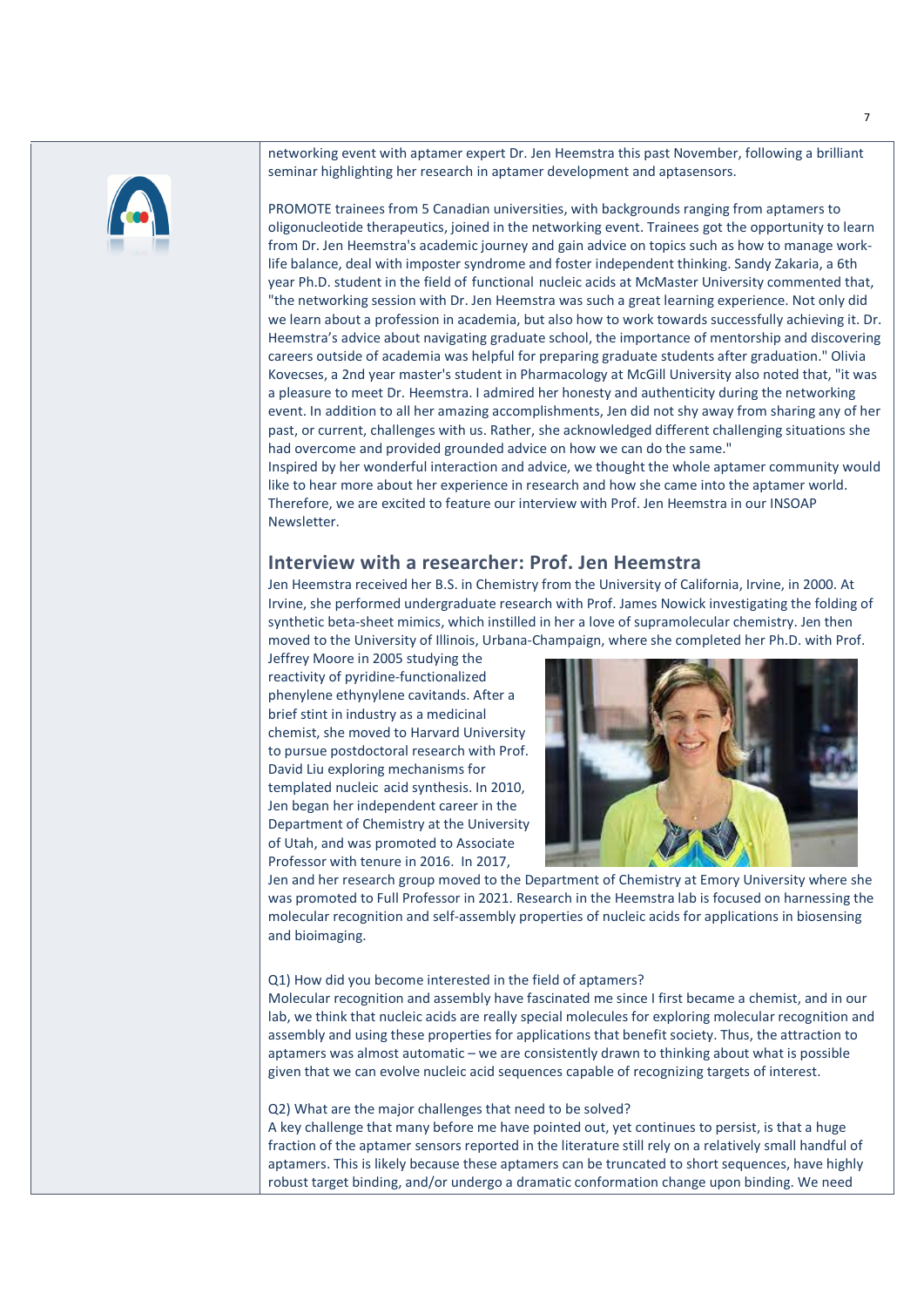networking event with aptamer expert Dr. Jen Heemstra this past November, following a brilliant seminar highlighting her research in aptamer development and aptasensors.

PROMOTE trainees from 5 Canadian universities, with backgrounds ranging from aptamers to oligonucleotide therapeutics, joined in the networking event. Trainees got the opportunity to learn from Dr. Jen Heemstra's academic journey and gain advice on topics such as how to manage work-life balance, deal with imposter syndrome and foster independent thinking. Sandy Zakaria, a 6th year Ph.D. student in the field of functional nucleic acids at McMaster University commented that, "the networking session with Dr. Jen Heemstra was such a great learning experience. Not only did we learn about a profession in academia, but also how to work towards successfully achieving it. Dr. Heemstra's advice about navigating graduate school, the importance of mentorship and discovering careers outside of academia was helpful for preparing graduate students after graduation." Olivia Kovecses, a 2nd year master's student in Pharmacology at McGill University also noted that, "it was a pleasure to meet Dr. Heemstra. I admired her honesty and authenticity during the networking event. In addition to all her amazing accomplishments, Jen did not shy away from sharing any of her past, or current, challenges with us. Rather, she acknowledged different challenging situations she had overcome and provided grounded advice on how we can do the same."
Inspired by her wonderful interaction and advice, we thought the whole aptamer community would like to hear more about her experience in research and how she came into the aptamer world. Therefore, we are excited to feature our interview with Prof. Jen Heemstra in our INSOAP Newsletter.

## Interview with a researcher: Prof. Jen Heemstra

Jen Heemstra received her B.S. in Chemistry from the University of California, Irvine, in 2000. At Irvine, she performed undergraduate research with Prof. James Nowick investigating the folding of synthetic beta-sheet mimics, which instilled in her a love of supramolecular chemistry. Jen then moved to the University of Illinois, Urbana-Champaign, where she completed her Ph.D. with Prof. Jeffrey Moore in 2005 studying the reactivity of pyridine-functionalized phenylene ethynylene cavitands. After a brief stint in industry as a medicinal chemist, she moved to Harvard University to pursue postdoctoral research with Prof. David Liu exploring mechanisms for templated nucleic acid synthesis. In 2010, Jen began her independent career in the Department of Chemistry at the University of Utah, and was promoted to Associate Professor with tenure in 2016. In 2017, Jen and her research group moved to the Department of Chemistry at Emory University where she was promoted to Full Professor in 2021. Research in the Heemstra lab is focused on harnessing the molecular recognition and self-assembly properties of nucleic acids for applications in biosensing and bioimaging.

Q1) How did you become interested in the field of aptamers?
Molecular recognition and assembly have fascinated me since I first became a chemist, and in our lab, we think that nucleic acids are really special molecules for exploring molecular recognition and assembly and using these properties for applications that benefit society. Thus, the attraction to aptamers was almost automatic – we are consistently drawn to thinking about what is possible given that we can evolve nucleic acid sequences capable of recognizing targets of interest.

Q2) What are the major challenges that need to be solved?
A key challenge that many before me have pointed out, yet continues to persist, is that a huge fraction of the aptamer sensors reported in the literature still rely on a relatively small handful of aptamers. This is likely because these aptamers can be truncated to short sequences, have highly robust target binding, and/or undergo a dramatic conformation change upon binding. We need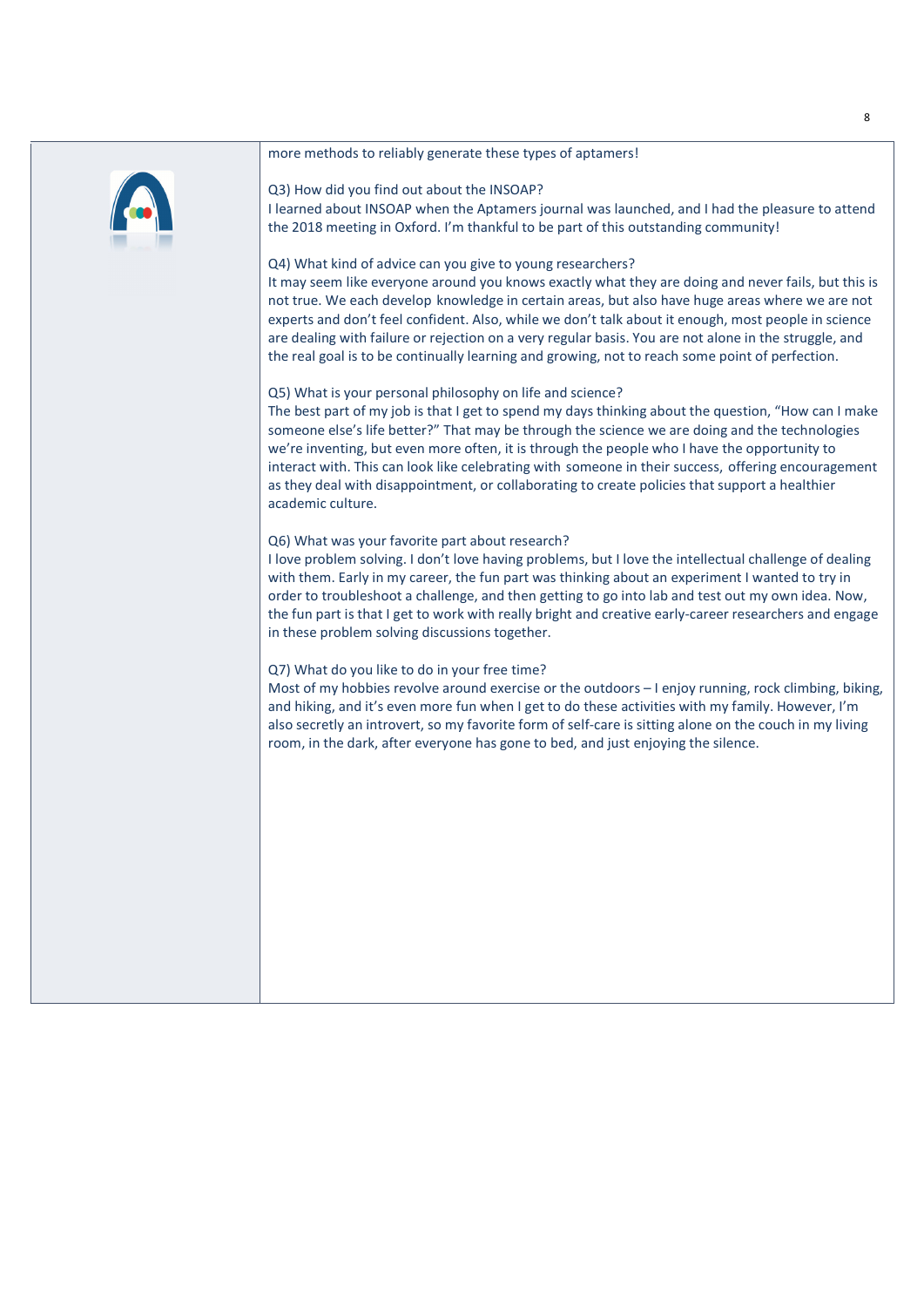more methods to reliably generate these types of aptamers!

Q3) How did you find out about the INSOAP?
I learned about INSOAP when the Aptamers journal was launched, and I had the pleasure to attend the 2018 meeting in Oxford. I'm thankful to be part of this outstanding community!

Q4) What kind of advice can you give to young researchers?
It may seem like everyone around you knows exactly what they are doing and never fails, but this is not true. We each develop knowledge in certain areas, but also have huge areas where we are not experts and don't feel confident. Also, while we don't talk about it enough, most people in science are dealing with failure or rejection on a very regular basis. You are not alone in the struggle, and the real goal is to be continually learning and growing, not to reach some point of perfection.

Q5) What is your personal philosophy on life and science?
The best part of my job is that I get to spend my days thinking about the question, "How can I make someone else's life better?" That may be through the science we are doing and the technologies we're inventing, but even more often, it is through the people who I have the opportunity to interact with. This can look like celebrating with someone in their success, offering encouragement as they deal with disappointment, or collaborating to create policies that support a healthier academic culture.

Q6) What was your favorite part about research?
I love problem solving. I don't love having problems, but I love the intellectual challenge of dealing with them. Early in my career, the fun part was thinking about an experiment I wanted to try in order to troubleshoot a challenge, and then getting to go into lab and test out my own idea. Now, the fun part is that I get to work with really bright and creative early-career researchers and engage in these problem solving discussions together.

Q7) What do you like to do in your free time?
Most of my hobbies revolve around exercise or the outdoors – I enjoy running, rock climbing, biking, and hiking, and it's even more fun when I get to do these activities with my family. However, I'm also secretly an introvert, so my favorite form of self-care is sitting alone on the couch in my living room, in the dark, after everyone has gone to bed, and just enjoying the silence.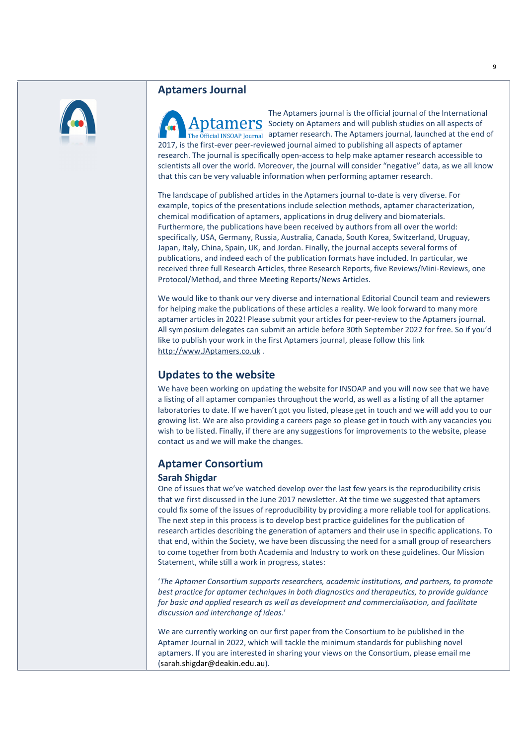## Aptamers Journal

The Aptamers journal is the official journal of the International Society on Aptamers and will publish studies on all aspects of aptamer research. The Aptamers journal, launched at the end of 2017, is the first-ever peer-reviewed journal aimed to publishing all aspects of aptamer research. The journal is specifically open-access to help make aptamer research accessible to scientists all over the world. Moreover, the journal will consider "negative" data, as we all know that this can be very valuable information when performing aptamer research.

The landscape of published articles in the Aptamers journal to-date is very diverse. For example, topics of the presentations include selection methods, aptamer characterization, chemical modification of aptamers, applications in drug delivery and biomaterials. Furthermore, the publications have been received by authors from all over the world: specifically, USA, Germany, Russia, Australia, Canada, South Korea, Switzerland, Uruguay, Japan, Italy, China, Spain, UK, and Jordan. Finally, the journal accepts several forms of publications, and indeed each of the publication formats have included. In particular, we received three full Research Articles, three Research Reports, five Reviews/Mini-Reviews, one Protocol/Method, and three Meeting Reports/News Articles.

We would like to thank our very diverse and international Editorial Council team and reviewers for helping make the publications of these articles a reality. We look forward to many more aptamer articles in 2022! Please submit your articles for peer-review to the Aptamers journal. All symposium delegates can submit an article before 30th September 2022 for free. So if you'd like to publish your work in the first Aptamers journal, please follow this link http://www.JAptamers.co.uk .

## Updates to the website

We have been working on updating the website for INSOAP and you will now see that we have a listing of all aptamer companies throughout the world, as well as a listing of all the aptamer laboratories to date. If we haven't got you listed, please get in touch and we will add you to our growing list. We are also providing a careers page so please get in touch with any vacancies you wish to be listed. Finally, if there are any suggestions for improvements to the website, please contact us and we will make the changes.

## Aptamer Consortium

### Sarah Shigdar

One of issues that we've watched develop over the last few years is the reproducibility crisis that we first discussed in the June 2017 newsletter. At the time we suggested that aptamers could fix some of the issues of reproducibility by providing a more reliable tool for applications. The next step in this process is to develop best practice guidelines for the publication of research articles describing the generation of aptamers and their use in specific applications. To that end, within the Society, we have been discussing the need for a small group of researchers to come together from both Academia and Industry to work on these guidelines. Our Mission Statement, while still a work in progress, states:

'*The Aptamer Consortium supports researchers, academic institutions, and partners, to promote best practice for aptamer techniques in both diagnostics and therapeutics, to provide guidance for basic and applied research as well as development and commercialisation, and facilitate discussion and interchange of ideas*.'

We are currently working on our first paper from the Consortium to be published in the Aptamer Journal in 2022, which will tackle the minimum standards for publishing novel aptamers. If you are interested in sharing your views on the Consortium, please email me (sarah.shigdar@deakin.edu.au).